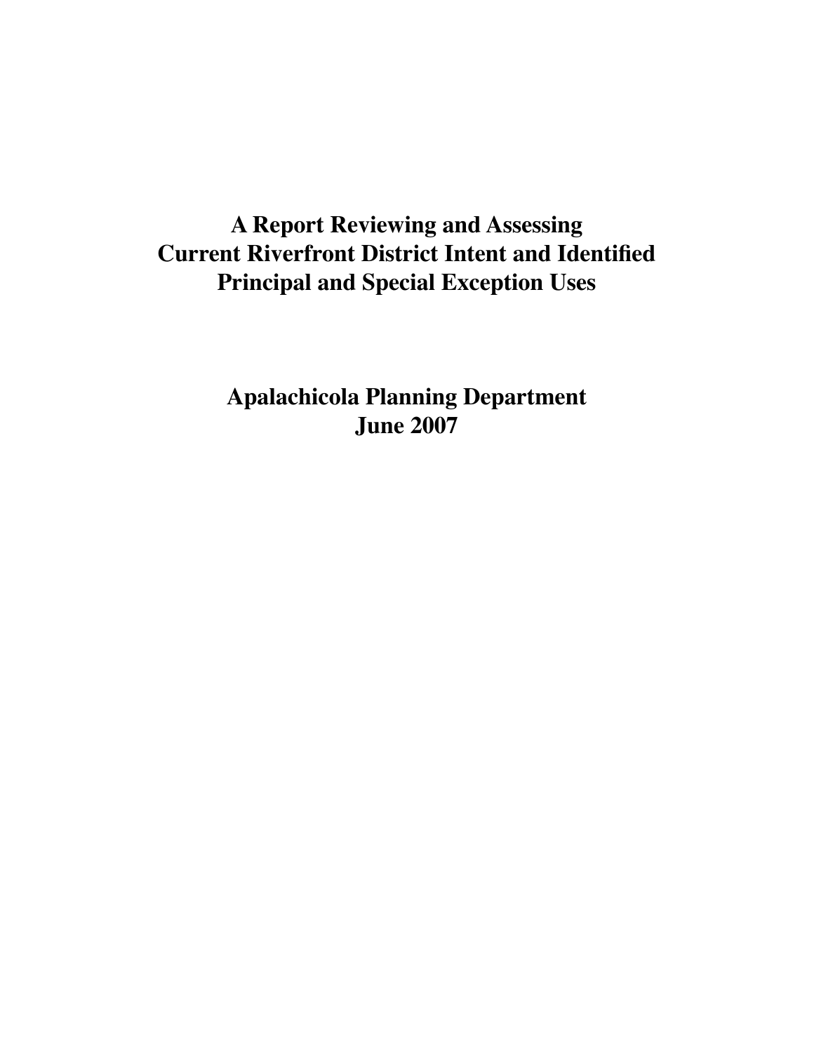# A Report Reviewing and Assessing Current Riverfront District Intent and Identified Principal and Special Exception Uses

## Apalachicola Planning Department
## June 2007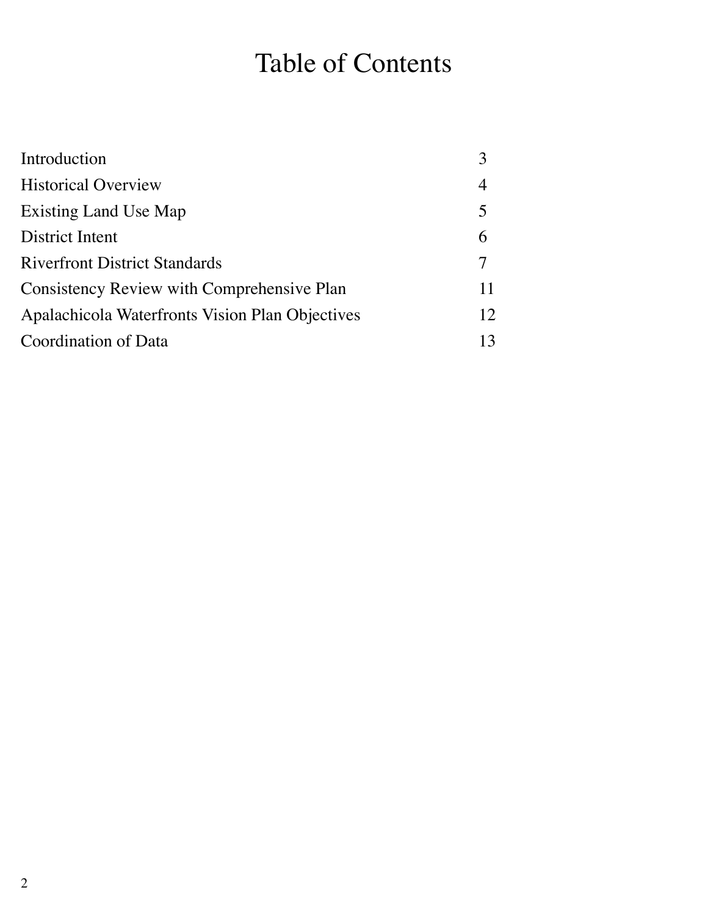# Table of Contents

| | |
|---|---|
| Introduction | 3 |
| Historical Overview | 4 |
| Existing Land Use Map | 5 |
| District Intent | 6 |
| Riverfront District Standards | 7 |
| Consistency Review with Comprehensive Plan | 11 |
| Apalachicola Waterfronts Vision Plan Objectives | 12 |
| Coordination of Data | 13 |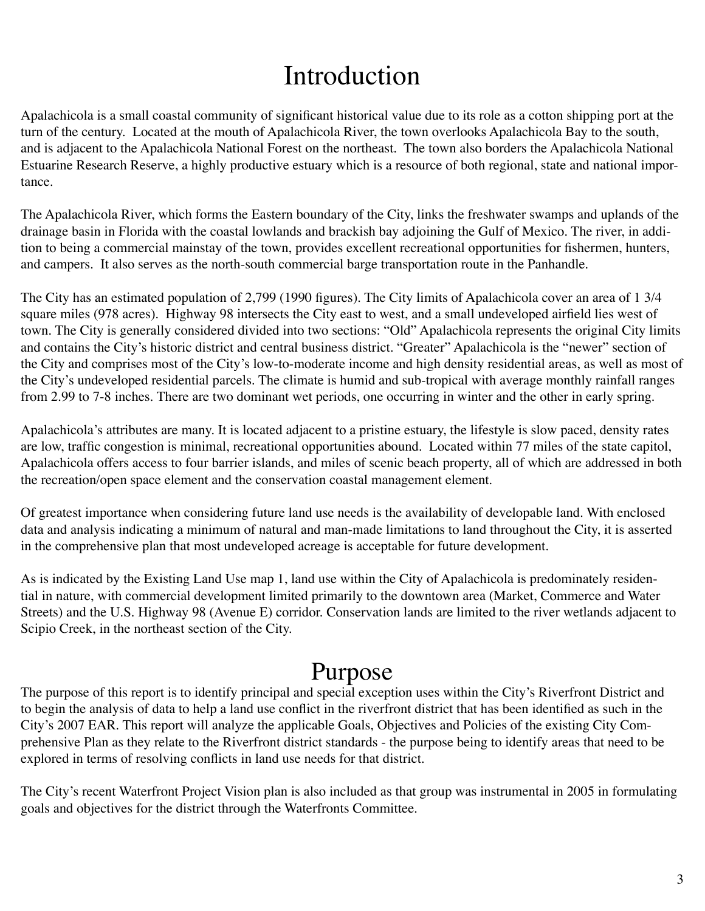# Introduction

Apalachicola is a small coastal community of significant historical value due to its role as a cotton shipping port at the turn of the century. Located at the mouth of Apalachicola River, the town overlooks Apalachicola Bay to the south, and is adjacent to the Apalachicola National Forest on the northeast. The town also borders the Apalachicola National Estuarine Research Reserve, a highly productive estuary which is a resource of both regional, state and national importance.

The Apalachicola River, which forms the Eastern boundary of the City, links the freshwater swamps and uplands of the drainage basin in Florida with the coastal lowlands and brackish bay adjoining the Gulf of Mexico. The river, in addition to being a commercial mainstay of the town, provides excellent recreational opportunities for fishermen, hunters, and campers. It also serves as the north-south commercial barge transportation route in the Panhandle.

The City has an estimated population of 2,799 (1990 figures). The City limits of Apalachicola cover an area of 1 3/4 square miles (978 acres). Highway 98 intersects the City east to west, and a small undeveloped airfield lies west of town. The City is generally considered divided into two sections: "Old" Apalachicola represents the original City limits and contains the City's historic district and central business district. "Greater" Apalachicola is the "newer" section of the City and comprises most of the City's low-to-moderate income and high density residential areas, as well as most of the City's undeveloped residential parcels. The climate is humid and sub-tropical with average monthly rainfall ranges from 2.99 to 7-8 inches. There are two dominant wet periods, one occurring in winter and the other in early spring.

Apalachicola's attributes are many. It is located adjacent to a pristine estuary, the lifestyle is slow paced, density rates are low, traffic congestion is minimal, recreational opportunities abound. Located within 77 miles of the state capitol, Apalachicola offers access to four barrier islands, and miles of scenic beach property, all of which are addressed in both the recreation/open space element and the conservation coastal management element.

Of greatest importance when considering future land use needs is the availability of developable land. With enclosed data and analysis indicating a minimum of natural and man-made limitations to land throughout the City, it is asserted in the comprehensive plan that most undeveloped acreage is acceptable for future development.

As is indicated by the Existing Land Use map 1, land use within the City of Apalachicola is predominately residential in nature, with commercial development limited primarily to the downtown area (Market, Commerce and Water Streets) and the U.S. Highway 98 (Avenue E) corridor. Conservation lands are limited to the river wetlands adjacent to Scipio Creek, in the northeast section of the City.

# Purpose

The purpose of this report is to identify principal and special exception uses within the City's Riverfront District and to begin the analysis of data to help a land use conflict in the riverfront district that has been identified as such in the City's 2007 EAR. This report will analyze the applicable Goals, Objectives and Policies of the existing City Comprehensive Plan as they relate to the Riverfront district standards - the purpose being to identify areas that need to be explored in terms of resolving conflicts in land use needs for that district.

The City's recent Waterfront Project Vision plan is also included as that group was instrumental in 2005 in formulating goals and objectives for the district through the Waterfronts Committee.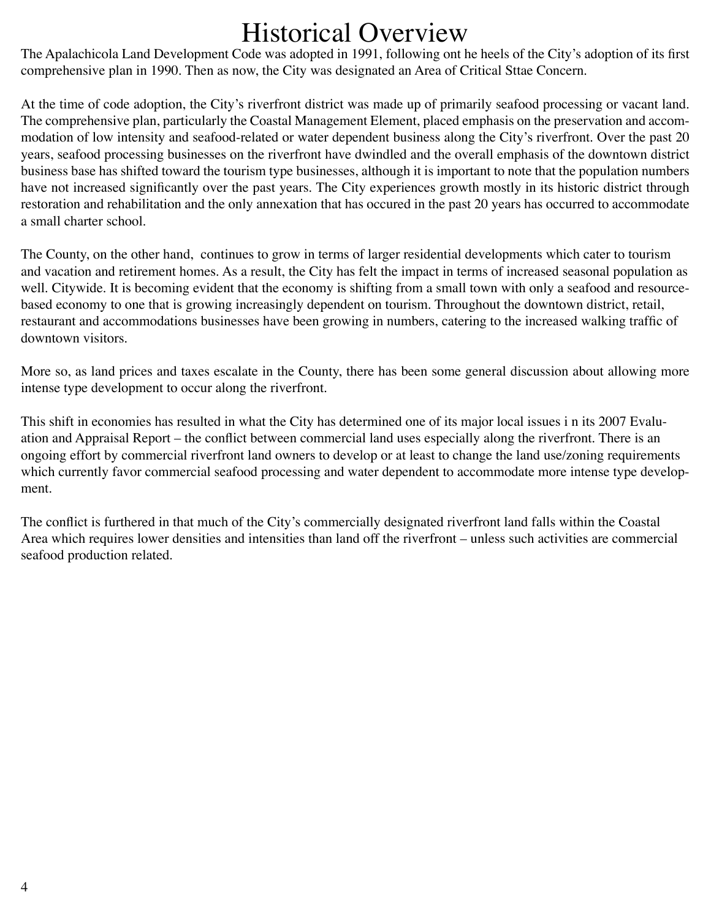# Historical Overview

The Apalachicola Land Development Code was adopted in 1991, following ont he heels of the City's adoption of its first comprehensive plan in 1990. Then as now, the City was designated an Area of Critical Sttae Concern.

At the time of code adoption, the City's riverfront district was made up of primarily seafood processing or vacant land. The comprehensive plan, particularly the Coastal Management Element, placed emphasis on the preservation and accommodation of low intensity and seafood-related or water dependent business along the City's riverfront. Over the past 20 years, seafood processing businesses on the riverfront have dwindled and the overall emphasis of the downtown district business base has shifted toward the tourism type businesses, although it is important to note that the population numbers have not increased significantly over the past years. The City experiences growth mostly in its historic district through restoration and rehabilitation and the only annexation that has occured in the past 20 years has occurred to accommodate a small charter school.

The County, on the other hand, continues to grow in terms of larger residential developments which cater to tourism and vacation and retirement homes. As a result, the City has felt the impact in terms of increased seasonal population as well. Citywide. It is becoming evident that the economy is shifting from a small town with only a seafood and resource-based economy to one that is growing increasingly dependent on tourism. Throughout the downtown district, retail, restaurant and accommodations businesses have been growing in numbers, catering to the increased walking traffic of downtown visitors.

More so, as land prices and taxes escalate in the County, there has been some general discussion about allowing more intense type development to occur along the riverfront.

This shift in economies has resulted in what the City has determined one of its major local issues i n its 2007 Evaluation and Appraisal Report – the conflict between commercial land uses especially along the riverfront. There is an ongoing effort by commercial riverfront land owners to develop or at least to change the land use/zoning requirements which currently favor commercial seafood processing and water dependent to accommodate more intense type development.

The conflict is furthered in that much of the City's commercially designated riverfront land falls within the Coastal Area which requires lower densities and intensities than land off the riverfront – unless such activities are commercial seafood production related.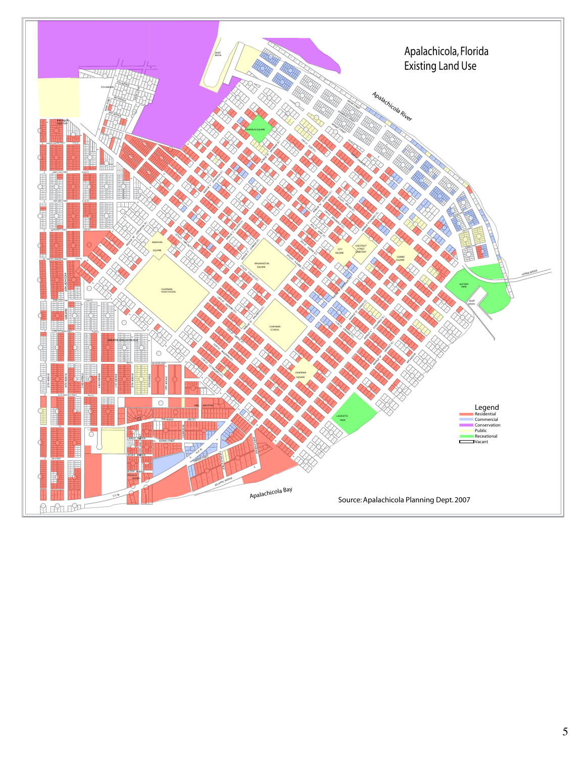# Apalachicola, Florida Existing Land Use

**Legend**

- Residential
- Commercial
- Conservation
- Public
- Receational
- Vacant

Source: Apalachicola Planning Dept. 2007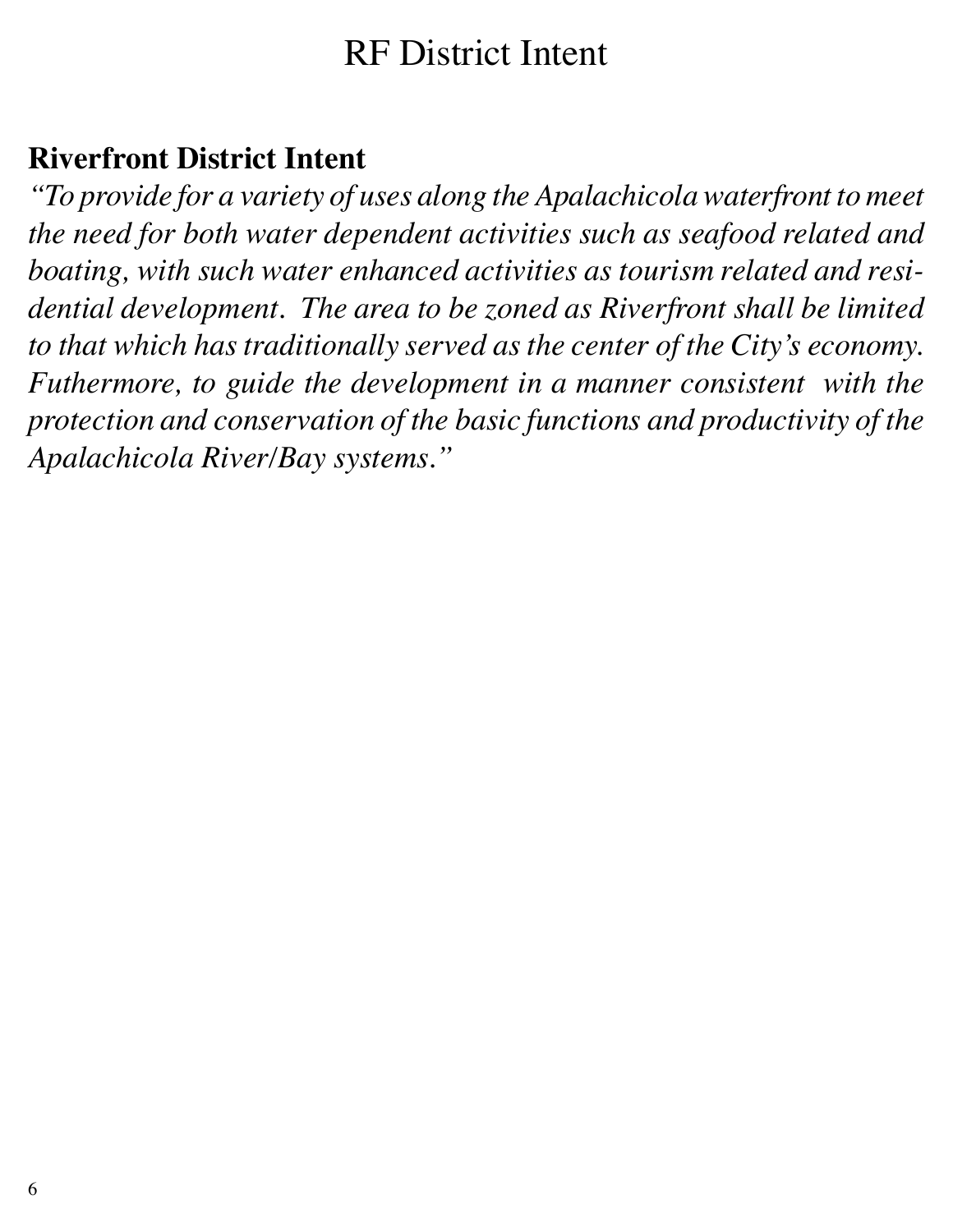# RF District Intent

**Riverfront District Intent**

*"To provide for a variety of uses along the Apalachicola waterfront to meet the need for both water dependent activities such as seafood related and boating, with such water enhanced activities as tourism related and residential development. The area to be zoned as Riverfront shall be limited to that which has traditionally served as the center of the City's economy. Futhermore, to guide the development in a manner consistent with the protection and conservation of the basic functions and productivity of the Apalachicola River/Bay systems."*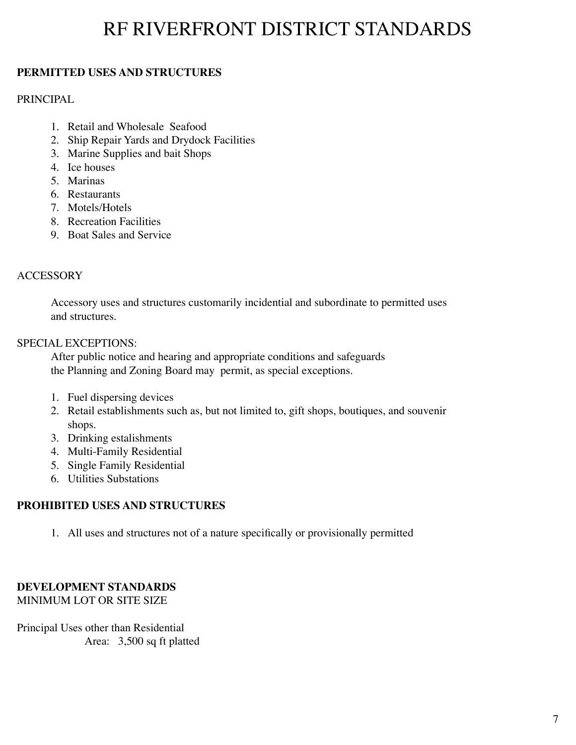# RF RIVERFRONT DISTRICT STANDARDS

**PERMITTED USES AND STRUCTURES**

PRINCIPAL

1. Retail and Wholesale Seafood
2. Ship Repair Yards and Drydock Facilities
3. Marine Supplies and bait Shops
4. Ice houses
5. Marinas
6. Restaurants
7. Motels/Hotels
8. Recreation Facilities
9. Boat Sales and Service

ACCESSORY

Accessory uses and structures customarily incidential and subordinate to permitted uses and structures.

SPECIAL EXCEPTIONS:

After public notice and hearing and appropriate conditions and safeguards the Planning and Zoning Board may permit, as special exceptions.

1. Fuel dispersing devices
2. Retail establishments such as, but not limited to, gift shops, boutiques, and souvenir shops.
3. Drinking estalishments
4. Multi-Family Residential
5. Single Family Residential
6. Utilities Substations

**PROHIBITED USES AND STRUCTURES**

1. All uses and structures not of a nature specifically or provisionally permitted

**DEVELOPMENT STANDARDS**

MINIMUM LOT OR SITE SIZE

Principal Uses other than Residential

Area: 3,500 sq ft platted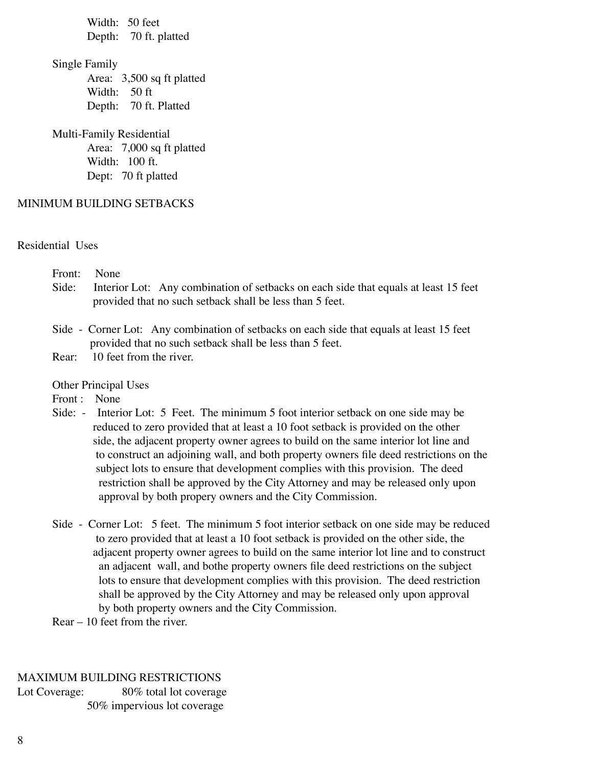Width: 50 feet
Depth: 70 ft. platted

Single Family
- Area: 3,500 sq ft platted
- Width: 50 ft
- Depth: 70 ft. Platted

Multi-Family Residential
- Area: 7,000 sq ft platted
- Width: 100 ft.
- Dept: 70 ft platted

## MINIMUM BUILDING SETBACKS

### Residential Uses

Front: None

Side: Interior Lot: Any combination of setbacks on each side that equals at least 15 feet provided that no such setback shall be less than 5 feet.

Side - Corner Lot: Any combination of setbacks on each side that equals at least 15 feet provided that no such setback shall be less than 5 feet.

Rear: 10 feet from the river.

### Other Principal Uses

Front : None

Side: - Interior Lot: 5 Feet. The minimum 5 foot interior setback on one side may be reduced to zero provided that at least a 10 foot setback is provided on the other side, the adjacent property owner agrees to build on the same interior lot line and to construct an adjoining wall, and both property owners file deed restrictions on the subject lots to ensure that development complies with this provision. The deed restriction shall be approved by the City Attorney and may be released only upon approval by both propery owners and the City Commission.

Side - Corner Lot: 5 feet. The minimum 5 foot interior setback on one side may be reduced to zero provided that at least a 10 foot setback is provided on the other side, the adjacent property owner agrees to build on the same interior lot line and to construct an adjacent wall, and bothe property owners file deed restrictions on the subject lots to ensure that development complies with this provision. The deed restriction shall be approved by the City Attorney and may be released only upon approval by both property owners and the City Commission.

Rear – 10 feet from the river.

## MAXIMUM BUILDING RESTRICTIONS

Lot Coverage: 80% total lot coverage
50% impervious lot coverage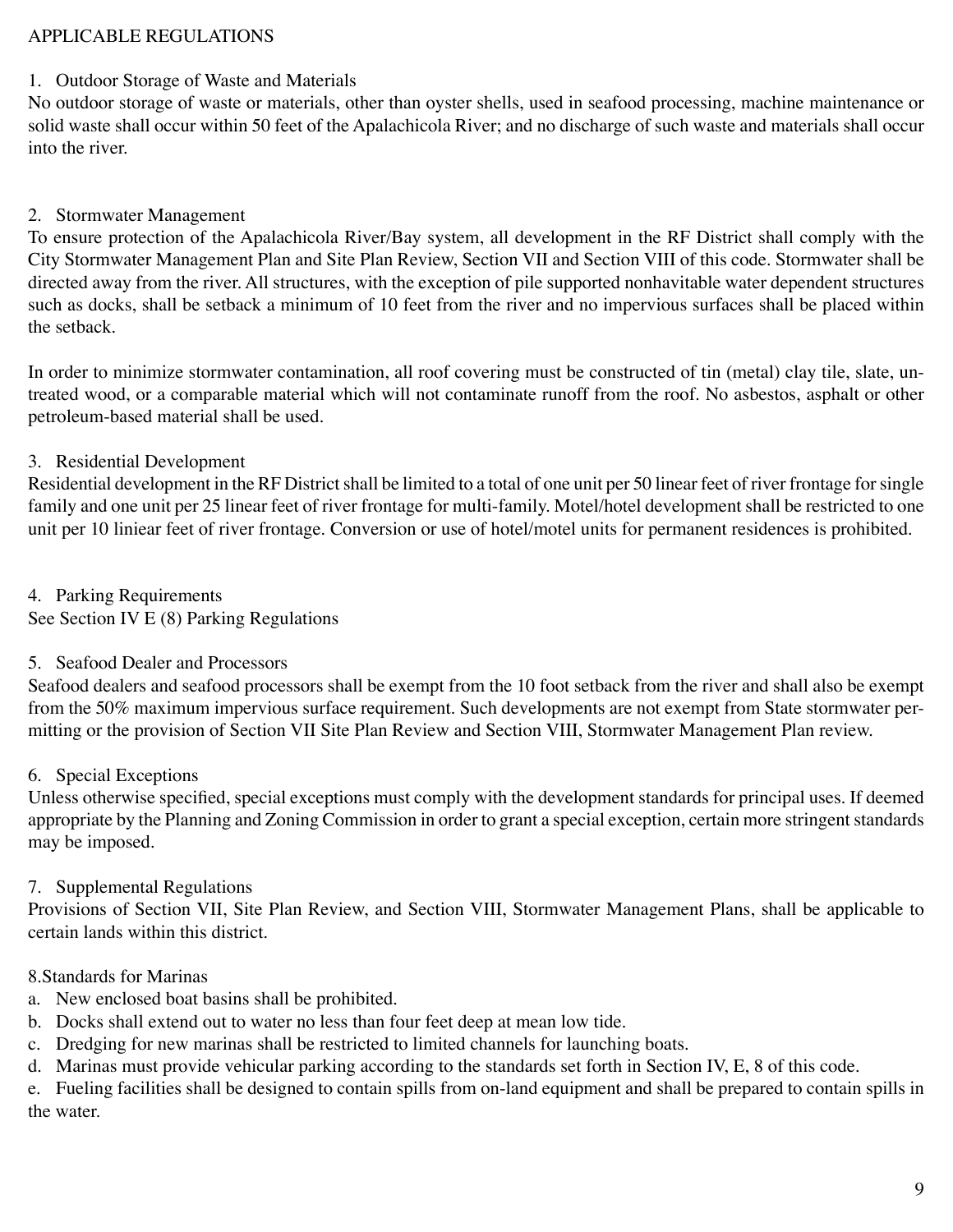## APPLICABLE REGULATIONS

### 1. Outdoor Storage of Waste and Materials

No outdoor storage of waste or materials, other than oyster shells, used in seafood processing, machine maintenance or solid waste shall occur within 50 feet of the Apalachicola River; and no discharge of such waste and materials shall occur into the river.

### 2. Stormwater Management

To ensure protection of the Apalachicola River/Bay system, all development in the RF District shall comply with the City Stormwater Management Plan and Site Plan Review, Section VII and Section VIII of this code. Stormwater shall be directed away from the river. All structures, with the exception of pile supported nonhavitable water dependent structures such as docks, shall be setback a minimum of 10 feet from the river and no impervious surfaces shall be placed within the setback.

In order to minimize stormwater contamination, all roof covering must be constructed of tin (metal) clay tile, slate, untreated wood, or a comparable material which will not contaminate runoff from the roof. No asbestos, asphalt or other petroleum-based material shall be used.

### 3. Residential Development

Residential development in the RF District shall be limited to a total of one unit per 50 linear feet of river frontage for single family and one unit per 25 linear feet of river frontage for multi-family. Motel/hotel development shall be restricted to one unit per 10 liniear feet of river frontage. Conversion or use of hotel/motel units for permanent residences is prohibited.

### 4. Parking Requirements

See Section IV E (8) Parking Regulations

### 5. Seafood Dealer and Processors

Seafood dealers and seafood processors shall be exempt from the 10 foot setback from the river and shall also be exempt from the 50% maximum impervious surface requirement. Such developments are not exempt from State stormwater permitting or the provision of Section VII Site Plan Review and Section VIII, Stormwater Management Plan review.

### 6. Special Exceptions

Unless otherwise specified, special exceptions must comply with the development standards for principal uses. If deemed appropriate by the Planning and Zoning Commission in order to grant a special exception, certain more stringent standards may be imposed.

### 7. Supplemental Regulations

Provisions of Section VII, Site Plan Review, and Section VIII, Stormwater Management Plans, shall be applicable to certain lands within this district.

### 8.Standards for Marinas

a. New enclosed boat basins shall be prohibited.
b. Docks shall extend out to water no less than four feet deep at mean low tide.
c. Dredging for new marinas shall be restricted to limited channels for launching boats.
d. Marinas must provide vehicular parking according to the standards set forth in Section IV, E, 8 of this code.
e. Fueling facilities shall be designed to contain spills from on-land equipment and shall be prepared to contain spills in the water.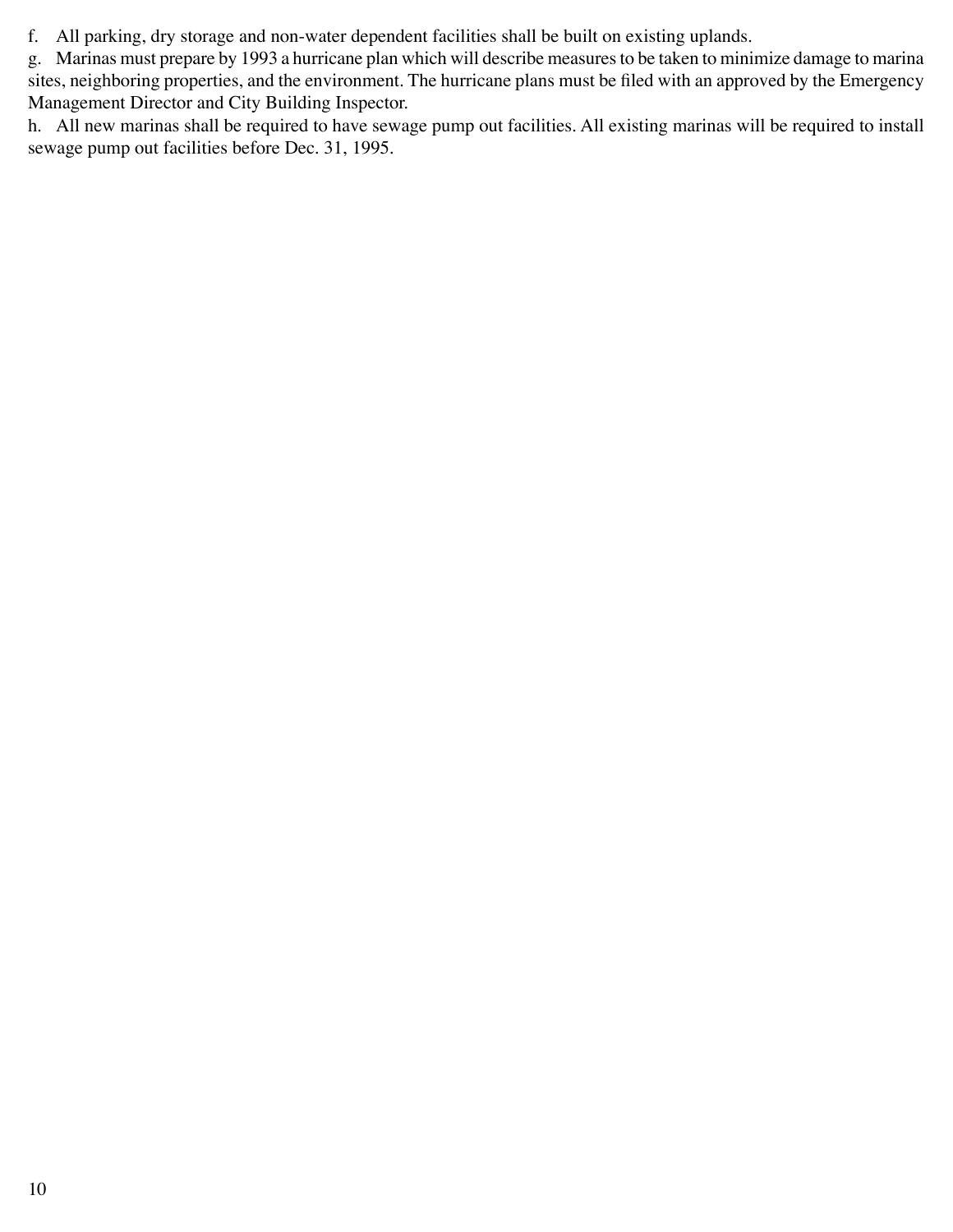f. All parking, dry storage and non-water dependent facilities shall be built on existing uplands.

g. Marinas must prepare by 1993 a hurricane plan which will describe measures to be taken to minimize damage to marina sites, neighboring properties, and the environment. The hurricane plans must be filed with an approved by the Emergency Management Director and City Building Inspector.

h. All new marinas shall be required to have sewage pump out facilities. All existing marinas will be required to install sewage pump out facilities before Dec. 31, 1995.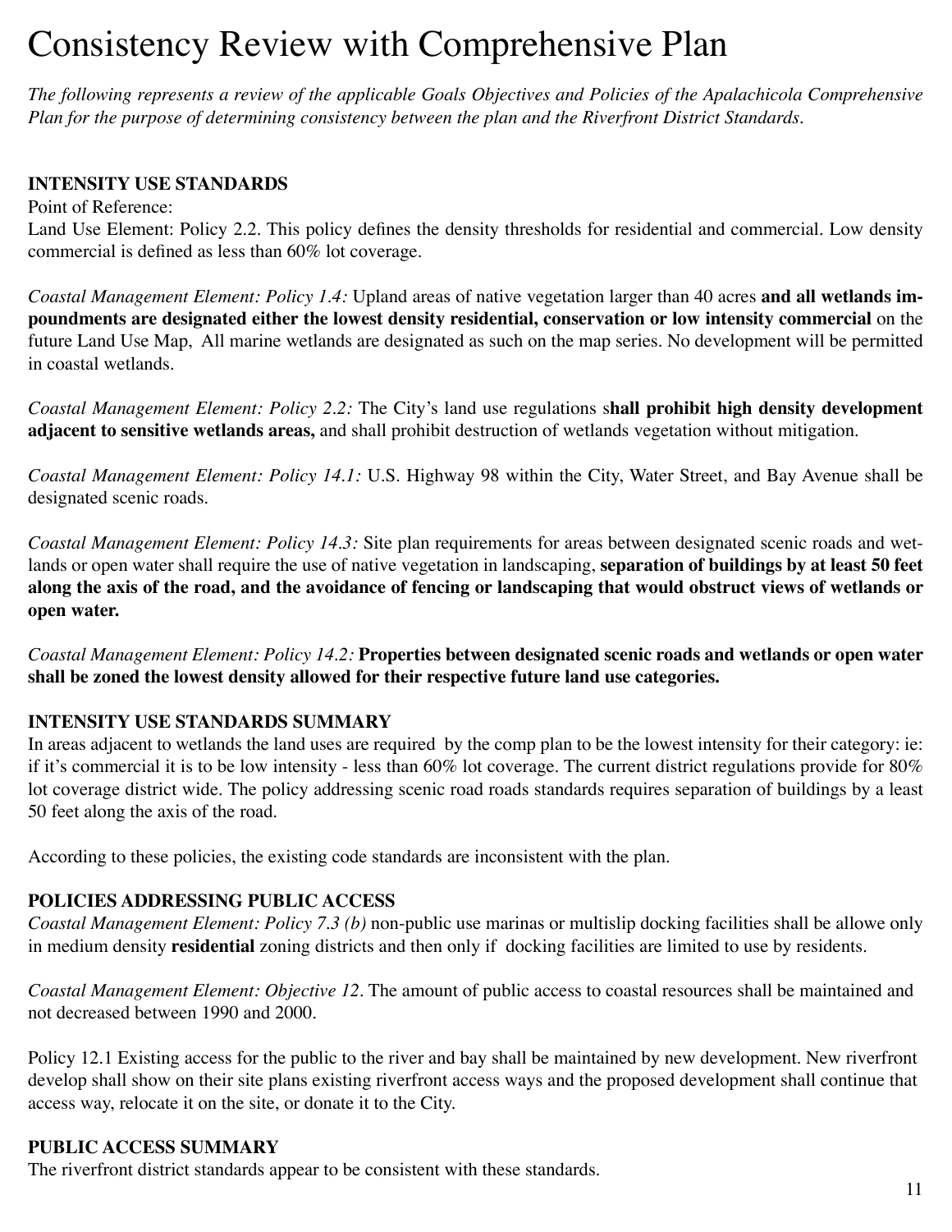# Consistency Review with Comprehensive Plan

*The following represents a review of the applicable Goals Objectives and Policies of the Apalachicola Comprehensive Plan for the purpose of determining consistency between the plan and the Riverfront District Standards.*

**INTENSITY USE STANDARDS**

Point of Reference:

Land Use Element: Policy 2.2. This policy defines the density thresholds for residential and commercial. Low density commercial is defined as less than 60% lot coverage.

*Coastal Management Element: Policy 1.4:* Upland areas of native vegetation larger than 40 acres **and all wetlands impoundments are designated either the lowest density residential, conservation or low intensity commercial** on the future Land Use Map, All marine wetlands are designated as such on the map series. No development will be permitted in coastal wetlands.

*Coastal Management Element: Policy 2.2:* The City's land use regulations s**hall prohibit high density development adjacent to sensitive wetlands areas,** and shall prohibit destruction of wetlands vegetation without mitigation.

*Coastal Management Element: Policy 14.1:* U.S. Highway 98 within the City, Water Street, and Bay Avenue shall be designated scenic roads.

*Coastal Management Element: Policy 14.3:* Site plan requirements for areas between designated scenic roads and wetlands or open water shall require the use of native vegetation in landscaping, **separation of buildings by at least 50 feet along the axis of the road, and the avoidance of fencing or landscaping that would obstruct views of wetlands or open water.**

*Coastal Management Element: Policy 14.2:* **Properties between designated scenic roads and wetlands or open water shall be zoned the lowest density allowed for their respective future land use categories.**

**INTENSITY USE STANDARDS SUMMARY**

In areas adjacent to wetlands the land uses are required by the comp plan to be the lowest intensity for their category: ie: if it's commercial it is to be low intensity - less than 60% lot coverage. The current district regulations provide for 80% lot coverage district wide. The policy addressing scenic road roads standards requires separation of buildings by a least 50 feet along the axis of the road.

According to these policies, the existing code standards are inconsistent with the plan.

**POLICIES ADDRESSING PUBLIC ACCESS**

*Coastal Management Element: Policy 7.3 (b)* non-public use marinas or multislip docking facilities shall be allowe only in medium density **residential** zoning districts and then only if docking facilities are limited to use by residents.

*Coastal Management Element: Objective 12*. The amount of public access to coastal resources shall be maintained and not decreased between 1990 and 2000.

Policy 12.1 Existing access for the public to the river and bay shall be maintained by new development. New riverfront develop shall show on their site plans existing riverfront access ways and the proposed development shall continue that access way, relocate it on the site, or donate it to the City.

**PUBLIC ACCESS SUMMARY**

The riverfront district standards appear to be consistent with these standards.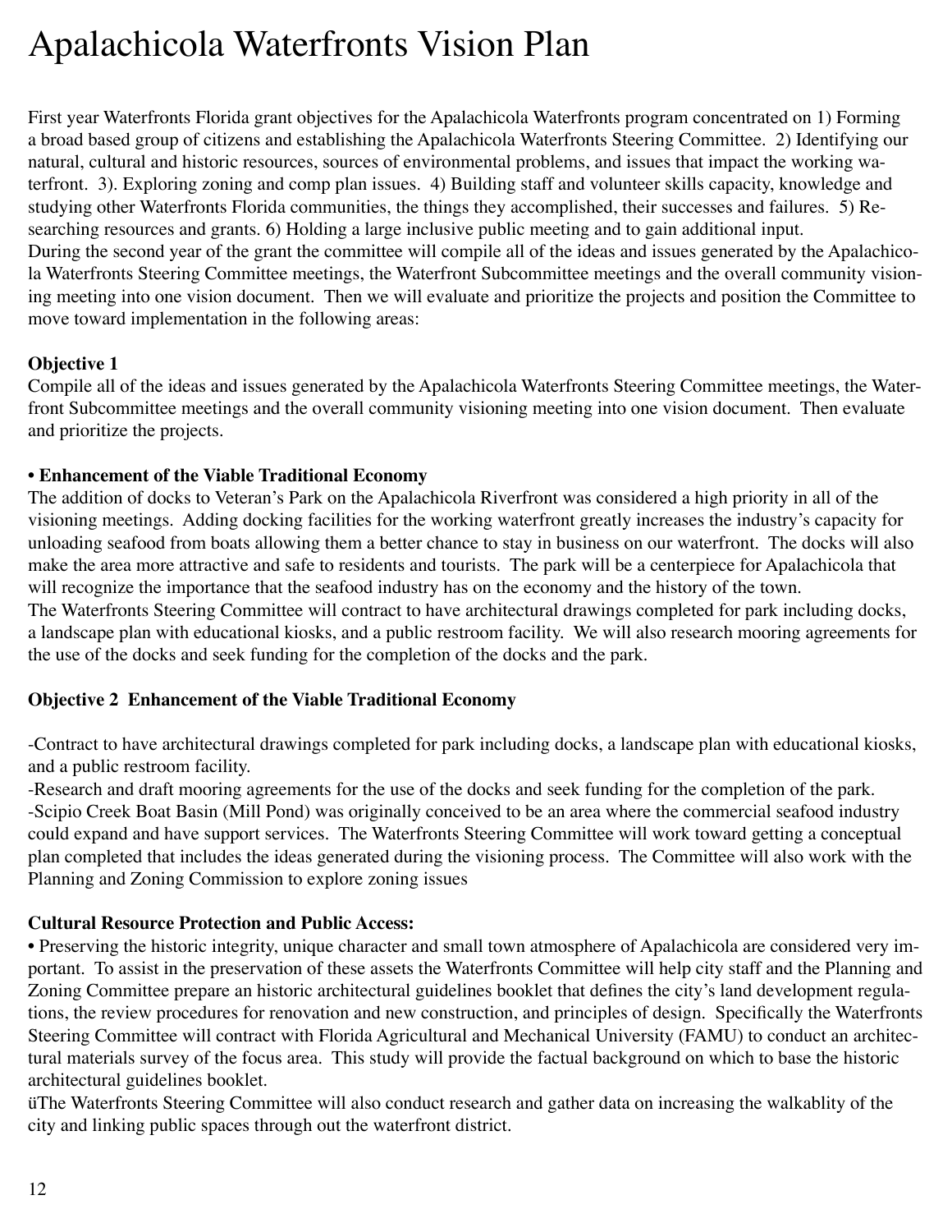# Apalachicola Waterfronts Vision Plan

First year Waterfronts Florida grant objectives for the Apalachicola Waterfronts program concentrated on 1) Forming a broad based group of citizens and establishing the Apalachicola Waterfronts Steering Committee. 2) Identifying our natural, cultural and historic resources, sources of environmental problems, and issues that impact the working waterfront. 3). Exploring zoning and comp plan issues. 4) Building staff and volunteer skills capacity, knowledge and studying other Waterfronts Florida communities, the things they accomplished, their successes and failures. 5) Researching resources and grants. 6) Holding a large inclusive public meeting and to gain additional input.
During the second year of the grant the committee will compile all of the ideas and issues generated by the Apalachicola Waterfronts Steering Committee meetings, the Waterfront Subcommittee meetings and the overall community visioning meeting into one vision document. Then we will evaluate and prioritize the projects and position the Committee to move toward implementation in the following areas:

**Objective 1**
Compile all of the ideas and issues generated by the Apalachicola Waterfronts Steering Committee meetings, the Waterfront Subcommittee meetings and the overall community visioning meeting into one vision document. Then evaluate and prioritize the projects.

**• Enhancement of the Viable Traditional Economy**
The addition of docks to Veteran's Park on the Apalachicola Riverfront was considered a high priority in all of the visioning meetings. Adding docking facilities for the working waterfront greatly increases the industry's capacity for unloading seafood from boats allowing them a better chance to stay in business on our waterfront. The docks will also make the area more attractive and safe to residents and tourists. The park will be a centerpiece for Apalachicola that will recognize the importance that the seafood industry has on the economy and the history of the town.
The Waterfronts Steering Committee will contract to have architectural drawings completed for park including docks, a landscape plan with educational kiosks, and a public restroom facility. We will also research mooring agreements for the use of the docks and seek funding for the completion of the docks and the park.

**Objective 2 Enhancement of the Viable Traditional Economy**

-Contract to have architectural drawings completed for park including docks, a landscape plan with educational kiosks, and a public restroom facility.
-Research and draft mooring agreements for the use of the docks and seek funding for the completion of the park.
-Scipio Creek Boat Basin (Mill Pond) was originally conceived to be an area where the commercial seafood industry could expand and have support services. The Waterfronts Steering Committee will work toward getting a conceptual plan completed that includes the ideas generated during the visioning process. The Committee will also work with the Planning and Zoning Commission to explore zoning issues

**Cultural Resource Protection and Public Access:**
• Preserving the historic integrity, unique character and small town atmosphere of Apalachicola are considered very important. To assist in the preservation of these assets the Waterfronts Committee will help city staff and the Planning and Zoning Committee prepare an historic architectural guidelines booklet that defines the city's land development regulations, the review procedures for renovation and new construction, and principles of design. Specifically the Waterfronts Steering Committee will contract with Florida Agricultural and Mechanical University (FAMU) to conduct an architectural materials survey of the focus area. This study will provide the factual background on which to base the historic architectural guidelines booklet.
üThe Waterfronts Steering Committee will also conduct research and gather data on increasing the walkablity of the city and linking public spaces through out the waterfront district.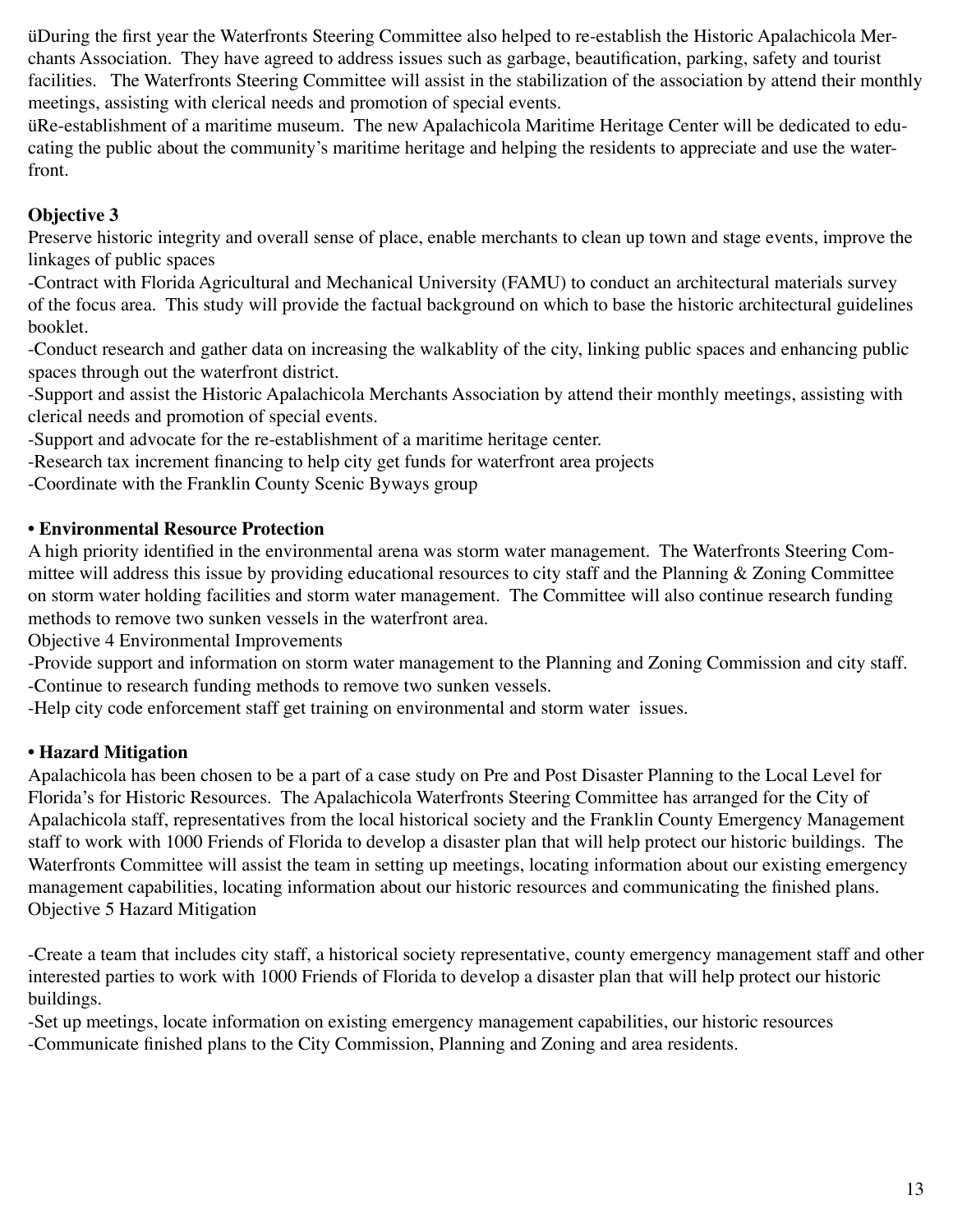üDuring the first year the Waterfronts Steering Committee also helped to re-establish the Historic Apalachicola Merchants Association. They have agreed to address issues such as garbage, beautification, parking, safety and tourist facilities. The Waterfronts Steering Committee will assist in the stabilization of the association by attend their monthly meetings, assisting with clerical needs and promotion of special events.
üRe-establishment of a maritime museum. The new Apalachicola Maritime Heritage Center will be dedicated to educating the public about the community's maritime heritage and helping the residents to appreciate and use the waterfront.

**Objective 3**

Preserve historic integrity and overall sense of place, enable merchants to clean up town and stage events, improve the linkages of public spaces

-Contract with Florida Agricultural and Mechanical University (FAMU) to conduct an architectural materials survey of the focus area. This study will provide the factual background on which to base the historic architectural guidelines booklet.
-Conduct research and gather data on increasing the walkablity of the city, linking public spaces and enhancing public spaces through out the waterfront district.
-Support and assist the Historic Apalachicola Merchants Association by attend their monthly meetings, assisting with clerical needs and promotion of special events.
-Support and advocate for the re-establishment of a maritime heritage center.
-Research tax increment financing to help city get funds for waterfront area projects
-Coordinate with the Franklin County Scenic Byways group

**• Environmental Resource Protection**

A high priority identified in the environmental arena was storm water management. The Waterfronts Steering Committee will address this issue by providing educational resources to city staff and the Planning & Zoning Committee on storm water holding facilities and storm water management. The Committee will also continue research funding methods to remove two sunken vessels in the waterfront area.
Objective 4 Environmental Improvements
-Provide support and information on storm water management to the Planning and Zoning Commission and city staff.
-Continue to research funding methods to remove two sunken vessels.
-Help city code enforcement staff get training on environmental and storm water issues.

**• Hazard Mitigation**

Apalachicola has been chosen to be a part of a case study on Pre and Post Disaster Planning to the Local Level for Florida's for Historic Resources. The Apalachicola Waterfronts Steering Committee has arranged for the City of Apalachicola staff, representatives from the local historical society and the Franklin County Emergency Management staff to work with 1000 Friends of Florida to develop a disaster plan that will help protect our historic buildings. The Waterfronts Committee will assist the team in setting up meetings, locating information about our existing emergency management capabilities, locating information about our historic resources and communicating the finished plans.
Objective 5 Hazard Mitigation

-Create a team that includes city staff, a historical society representative, county emergency management staff and other interested parties to work with 1000 Friends of Florida to develop a disaster plan that will help protect our historic buildings.
-Set up meetings, locate information on existing emergency management capabilities, our historic resources
-Communicate finished plans to the City Commission, Planning and Zoning and area residents.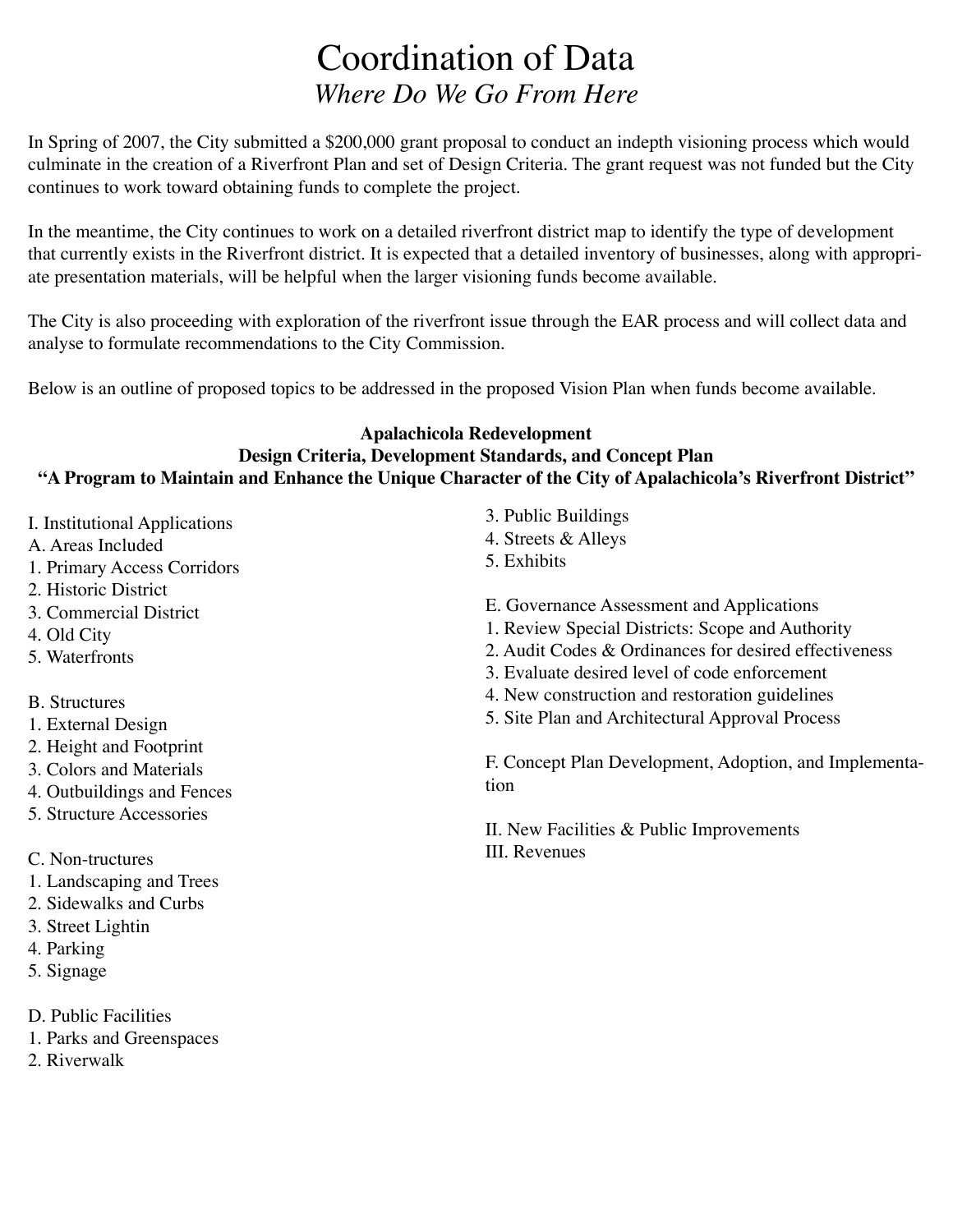# Coordination of Data

## *Where Do We Go From Here*

In Spring of 2007, the City submitted a $200,000 grant proposal to conduct an indepth visioning process which would culminate in the creation of a Riverfront Plan and set of Design Criteria. The grant request was not funded but the City continues to work toward obtaining funds to complete the project.

In the meantime, the City continues to work on a detailed riverfront district map to identify the type of development that currently exists in the Riverfront district. It is expected that a detailed inventory of businesses, along with appropriate presentation materials, will be helpful when the larger visioning funds become available.

The City is also proceeding with exploration of the riverfront issue through the EAR process and will collect data and analyse to formulate recommendations to the City Commission.

Below is an outline of proposed topics to be addressed in the proposed Vision Plan when funds become available.

**Apalachicola Redevelopment**
**Design Criteria, Development Standards, and Concept Plan**
**"A Program to Maintain and Enhance the Unique Character of the City of Apalachicola's Riverfront District"**

I. Institutional Applications
A. Areas Included
1. Primary Access Corridors
2. Historic District
3. Commercial District
4. Old City
5. Waterfronts

B. Structures
1. External Design
2. Height and Footprint
3. Colors and Materials
4. Outbuildings and Fences
5. Structure Accessories

C. Non-tructures
1. Landscaping and Trees
2. Sidewalks and Curbs
3. Street Lightin
4. Parking
5. Signage

D. Public Facilities
1. Parks and Greenspaces
2. Riverwalk
3. Public Buildings
4. Streets & Alleys
5. Exhibits

E. Governance Assessment and Applications
1. Review Special Districts: Scope and Authority
2. Audit Codes & Ordinances for desired effectiveness
3. Evaluate desired level of code enforcement
4. New construction and restoration guidelines
5. Site Plan and Architectural Approval Process

F. Concept Plan Development, Adoption, and Implementation

II. New Facilities & Public Improvements
III. Revenues